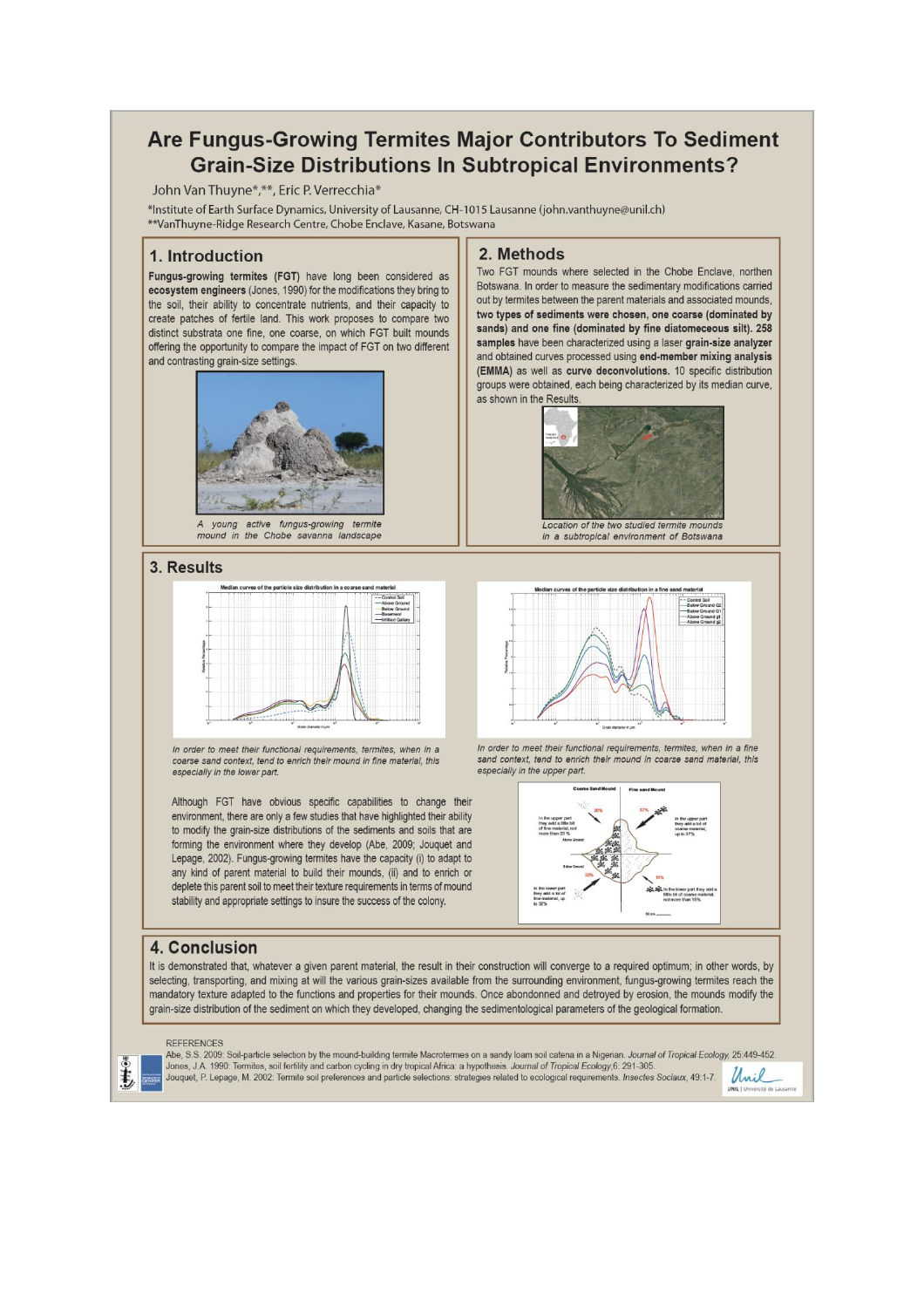# Are Fungus-Growing Termites Major Contributors To Sediment Grain-Size Distributions In Subtropical Environments?

John Van Thuyne*,**, Eric P. Verrecchia*

*Institute of Earth Surface Dynamics, University of Lausanne, CH-1015 Lausanne (john.vanthuyne@unil.ch)
**VanThuyne-Ridge Research Centre, Chobe Enclave, Kasane, Botswana

## 1. Introduction

**Fungus-growing termites (FGT)** have long been considered as **ecosystem engineers** (Jones, 1990) for the modifications they bring to the soil, their ability to concentrate nutrients, and their capacity to create patches of fertile land. This work proposes to compare two distinct substrata one fine, one coarse, on which FGT built mounds offering the opportunity to compare the impact of FGT on two different and contrasting grain-size settings.

*A young active fungus-growing termite mound in the Chobe savanna landscape*

## 2. Methods

Two FGT mounds where selected in the Chobe Enclave, northen Botswana. In order to measure the sedimentary modifications carried out by termites between the parent materials and associated mounds, **two types of sediments were chosen, one coarse (dominated by sands) and one fine (dominated by fine diatomeceous silt). 258 samples** have been characterized using a laser **grain-size analyzer** and obtained curves processed using **end-member mixing analysis (EMMA)** as well as **curve deconvolutions.** 10 specific distribution groups were obtained, each being characterized by its median curve, as shown in the Results.

*Location of the two studied termite mounds in a subtropical environment of Botswana*

## 3. Results

*In order to meet their functional requirements, termites, when in a coarse sand context, tend to enrich their mound in fine material, this especially in the lower part.*

*In order to meet their functional requirements, termites, when in a fine sand context, tend to enrich their mound in coarse sand material, this especially in the upper part.*

Although FGT have obvious specific capabilities to change their environment, there are only a few studies that have highlighted their ability to modify the grain-size distributions of the sediments and soils that are forming the environment where they develop (Abe, 2009; Jouquet and Lepage, 2002). Fungus-growing termites have the capacity (i) to adapt to any kind of parent material to build their mounds, (ii) and to enrich or deplete this parent soil to meet their texture requirements in terms of mound stability and appropriate settings to insure the success of the colony.

## 4. Conclusion

It is demonstrated that, whatever a given parent material, the result in their construction will converge to a required optimum; in other words, by selecting, transporting, and mixing at will the various grain-sizes available from the surrounding environment, fungus-growing termites reach the mandatory texture adapted to the functions and properties for their mounds. Once abondonned and detroyed by erosion, the mounds modify the grain-size distribution of the sediment on which they developed, changing the sedimentological parameters of the geological formation.

REFERENCES

Abe, S.S. 2009: Soil-particle selection by the mound-building termite Macrotermes on a sandy loam soil catena in a Nigerian. *Journal of Tropical Ecology*, 25:449-452.
Jones, J.A. 1990: Termites, soil fertility and carbon cycling in dry tropical Africa: a hypothesis. *Journal of Tropical Ecology*,6: 291-305.
Jouquet, P. Lepage, M. 2002: Termite soil preferences and particle selections. strategies related to ecological requirements. *Insectes Sociaux*, 49:1-7.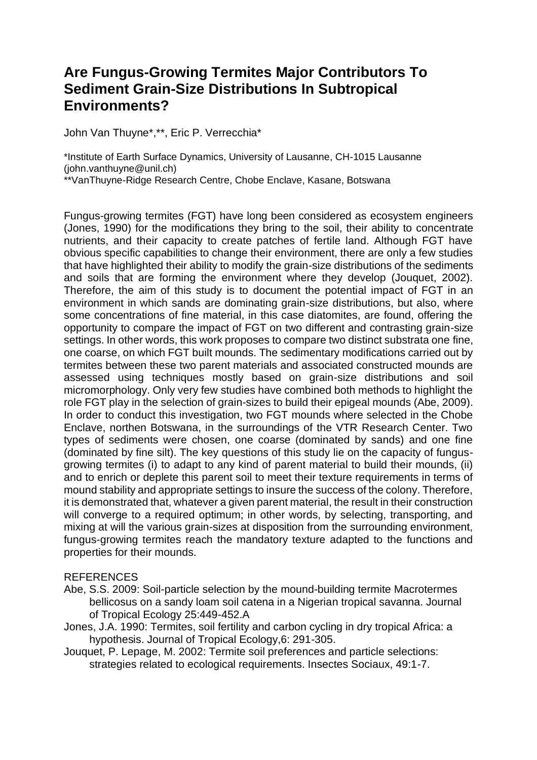# Are Fungus-Growing Termites Major Contributors To Sediment Grain-Size Distributions In Subtropical Environments?

John Van Thuyne*,**, Eric P. Verrecchia*

*Institute of Earth Surface Dynamics, University of Lausanne, CH-1015 Lausanne (john.vanthuyne@unil.ch)
**VanThuyne-Ridge Research Centre, Chobe Enclave, Kasane, Botswana

Fungus-growing termites (FGT) have long been considered as ecosystem engineers (Jones, 1990) for the modifications they bring to the soil, their ability to concentrate nutrients, and their capacity to create patches of fertile land. Although FGT have obvious specific capabilities to change their environment, there are only a few studies that have highlighted their ability to modify the grain-size distributions of the sediments and soils that are forming the environment where they develop (Jouquet, 2002). Therefore, the aim of this study is to document the potential impact of FGT in an environment in which sands are dominating grain-size distributions, but also, where some concentrations of fine material, in this case diatomites, are found, offering the opportunity to compare the impact of FGT on two different and contrasting grain-size settings. In other words, this work proposes to compare two distinct substrata one fine, one coarse, on which FGT built mounds. The sedimentary modifications carried out by termites between these two parent materials and associated constructed mounds are assessed using techniques mostly based on grain-size distributions and soil micromorphology. Only very few studies have combined both methods to highlight the role FGT play in the selection of grain-sizes to build their epigeal mounds (Abe, 2009). In order to conduct this investigation, two FGT mounds where selected in the Chobe Enclave, northen Botswana, in the surroundings of the VTR Research Center. Two types of sediments were chosen, one coarse (dominated by sands) and one fine (dominated by fine silt). The key questions of this study lie on the capacity of fungus-growing termites (i) to adapt to any kind of parent material to build their mounds, (ii) and to enrich or deplete this parent soil to meet their texture requirements in terms of mound stability and appropriate settings to insure the success of the colony. Therefore, it is demonstrated that, whatever a given parent material, the result in their construction will converge to a required optimum; in other words, by selecting, transporting, and mixing at will the various grain-sizes at disposition from the surrounding environment, fungus-growing termites reach the mandatory texture adapted to the functions and properties for their mounds.

REFERENCES

Abe, S.S. 2009: Soil-particle selection by the mound-building termite Macrotermes bellicosus on a sandy loam soil catena in a Nigerian tropical savanna. Journal of Tropical Ecology 25:449-452.A

Jones, J.A. 1990: Termites, soil fertility and carbon cycling in dry tropical Africa: a hypothesis. Journal of Tropical Ecology,6: 291-305.

Jouquet, P. Lepage, M. 2002: Termite soil preferences and particle selections: strategies related to ecological requirements. Insectes Sociaux, 49:1-7.